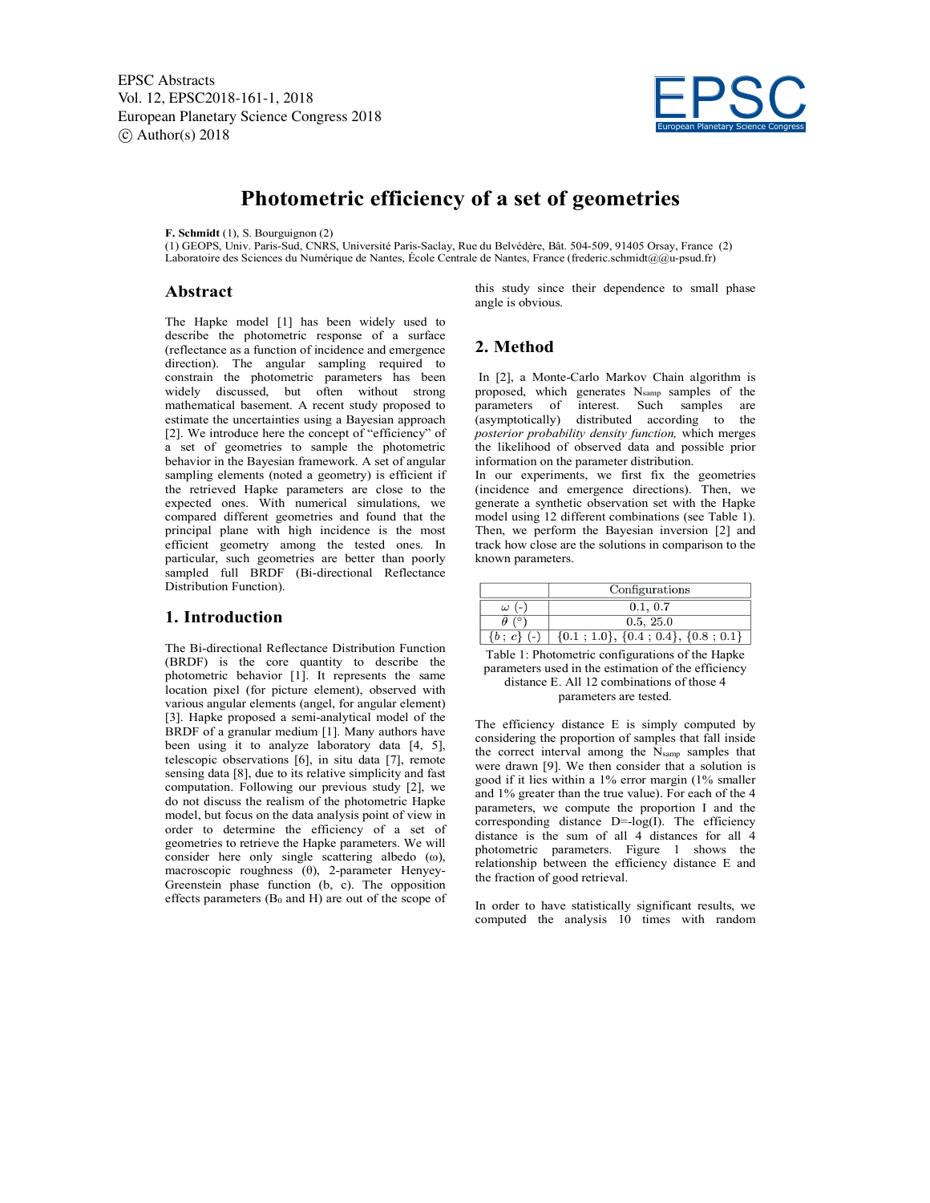# Photometric efficiency of a set of geometries

**F. Schmidt** (1), S. Bourguignon (2)

(1) GEOPS, Univ. Paris-Sud, CNRS, Université Paris-Saclay, Rue du Belvédère, Bât. 504-509, 91405 Orsay, France (2) Laboratoire des Sciences du Numérique de Nantes, École Centrale de Nantes, France (frederic.schmidt@@u-psud.fr)

## Abstract

The Hapke model [1] has been widely used to describe the photometric response of a surface (reflectance as a function of incidence and emergence direction). The angular sampling required to constrain the photometric parameters has been widely discussed, but often without strong mathematical basement. A recent study proposed to estimate the uncertainties using a Bayesian approach [2]. We introduce here the concept of "efficiency" of a set of geometries to sample the photometric behavior in the Bayesian framework. A set of angular sampling elements (noted a geometry) is efficient if the retrieved Hapke parameters are close to the expected ones. With numerical simulations, we compared different geometries and found that the principal plane with high incidence is the most efficient geometry among the tested ones. In particular, such geometries are better than poorly sampled full BRDF (Bi-directional Reflectance Distribution Function).

## 1. Introduction

The Bi-directional Reflectance Distribution Function (BRDF) is the core quantity to describe the photometric behavior [1]. It represents the same location pixel (for picture element), observed with various angular elements (angel, for angular element) [3]. Hapke proposed a semi-analytical model of the BRDF of a granular medium [1]. Many authors have been using it to analyze laboratory data [4, 5], telescopic observations [6], in situ data [7], remote sensing data [8], due to its relative simplicity and fast computation. Following our previous study [2], we do not discuss the realism of the photometric Hapke model, but focus on the data analysis point of view in order to determine the efficiency of a set of geometries to retrieve the Hapke parameters. We will consider here only single scattering albedo ($\omega$), macroscopic roughness ($\theta$), 2-parameter Henyey-Greenstein phase function (b, c). The opposition effects parameters ($B_0$ and H) are out of the scope of this study since their dependence to small phase angle is obvious.

## 2. Method

In [2], a Monte-Carlo Markov Chain algorithm is proposed, which generates $N_{samp}$ samples of the parameters of interest. Such samples are (asymptotically) distributed according to the *posterior probability density function,* which merges the likelihood of observed data and possible prior information on the parameter distribution.

In our experiments, we first fix the geometries (incidence and emergence directions). Then, we generate a synthetic observation set with the Hapke model using 12 different combinations (see Table 1). Then, we perform the Bayesian inversion [2] and track how close are the solutions in comparison to the known parameters.

| | Configurations |
|---|---|
| $\omega$ (-) | 0.1, 0.7 |
| $\theta$ (°) | 0.5, 25.0 |
| {$b$ ; $c$} (-) | {0.1 ; 1.0}, {0.4 ; 0.4}, {0.8 ; 0.1} |

Table 1: Photometric configurations of the Hapke parameters used in the estimation of the efficiency distance E. All 12 combinations of those 4 parameters are tested.

The efficiency distance E is simply computed by considering the proportion of samples that fall inside the correct interval among the $N_{samp}$ samples that were drawn [9]. We then consider that a solution is good if it lies within a 1% error margin (1% smaller and 1% greater than the true value). For each of the 4 parameters, we compute the proportion I and the corresponding distance D=-log(I). The efficiency distance is the sum of all 4 distances for all 4 photometric parameters. Figure 1 shows the relationship between the efficiency distance E and the fraction of good retrieval.

In order to have statistically significant results, we computed the analysis 10 times with random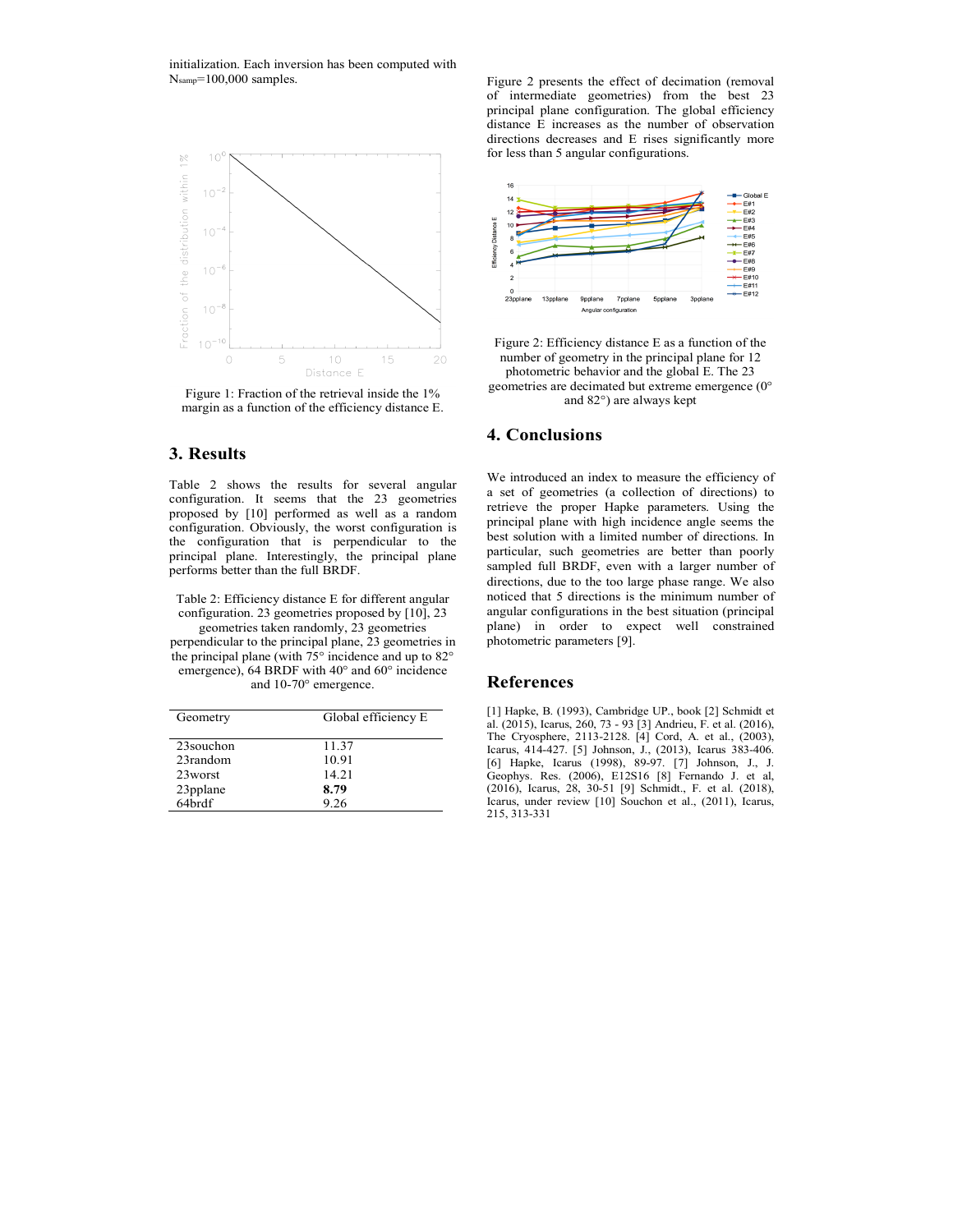initialization. Each inversion has been computed with $N_{samp}$=100,000 samples.

Fraction of the distribution within 1%

$10^{0}$

$10^{-2}$

$10^{-4}$

$10^{-6}$

$10^{-8}$

$10^{-10}$

0 5 10 15 20

Distance E

Figure 1: Fraction of the retrieval inside the 1% margin as a function of the efficiency distance E.

## 3. Results

Table 2 shows the results for several angular configuration. It seems that the 23 geometries proposed by [10] performed as well as a random configuration. Obviously, the worst configuration is the configuration that is perpendicular to the principal plane. Interestingly, the principal plane performs better than the full BRDF.

Table 2: Efficiency distance E for different angular configuration. 23 geometries proposed by [10], 23 geometries taken randomly, 23 geometries perpendicular to the principal plane, 23 geometries in the principal plane (with 75° incidence and up to 82° emergence), 64 BRDF with 40° and 60° incidence and 10-70° emergence.

| Geometry | Global efficiency E |
|---|---|
| 23souchon | 11.37 |
| 23random | 10.91 |
| 23worst | 14.21 |
| 23pplane | **8.79** |
| 64brdf | 9.26 |

Figure 2 presents the effect of decimation (removal of intermediate geometries) from the best 23 principal plane configuration. The global efficiency distance E increases as the number of observation directions decreases and E rises significantly more for less than 5 angular configurations.

Efficiency Distance E

0 2 4 6 8 10 12 14 16

23pplane 13pplane 9pplane 7pplane 5pplane 3pplane

Angular configuration

Global E
E#1
E#2
E#3
E#4
E#5
E#6
E#7
E#8
E#9
E#10
E#11
E#12

Figure 2: Efficiency distance E as a function of the number of geometry in the principal plane for 12 photometric behavior and the global E. The 23 geometries are decimated but extreme emergence (0° and 82°) are always kept

## 4. Conclusions

We introduced an index to measure the efficiency of a set of geometries (a collection of directions) to retrieve the proper Hapke parameters. Using the principal plane with high incidence angle seems the best solution with a limited number of directions. In particular, such geometries are better than poorly sampled full BRDF, even with a larger number of directions, due to the too large phase range. We also noticed that 5 directions is the minimum number of angular configurations in the best situation (principal plane) in order to expect well constrained photometric parameters [9].

## References

[1] Hapke, B. (1993), Cambridge UP., book [2] Schmidt et al. (2015), Icarus, 260, 73 - 93 [3] Andrieu, F. et al. (2016), The Cryosphere, 2113-2128. [4] Cord, A. et al., (2003), Icarus, 414-427. [5] Johnson, J., (2013), Icarus 383-406. [6] Hapke, Icarus (1998), 89-97. [7] Johnson, J., J. Geophys. Res. (2006), E12S16 [8] Fernando J. et al, (2016), Icarus, 28, 30-51 [9] Schmidt., F. et al. (2018), Icarus, under review [10] Souchon et al., (2011), Icarus, 215, 313-331